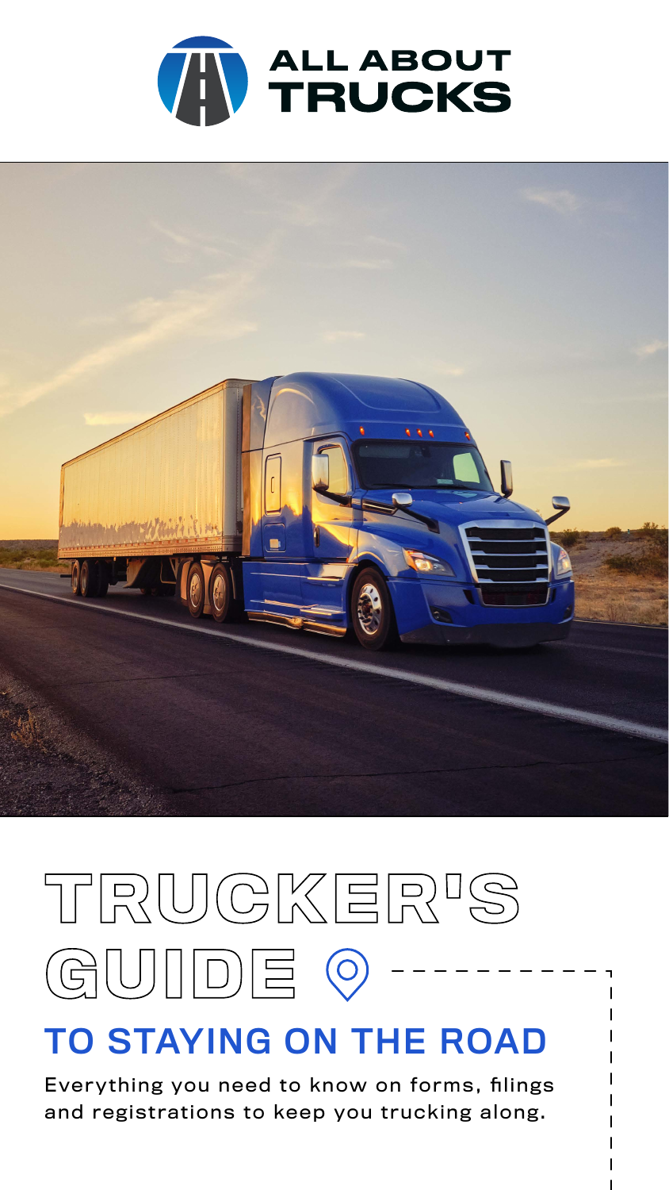ALL ABOUT TRUCKS

# TRUCKER'S GUIDE

## TO STAYING ON THE ROAD

Everything you need to know on forms, filings and registrations to keep you trucking along.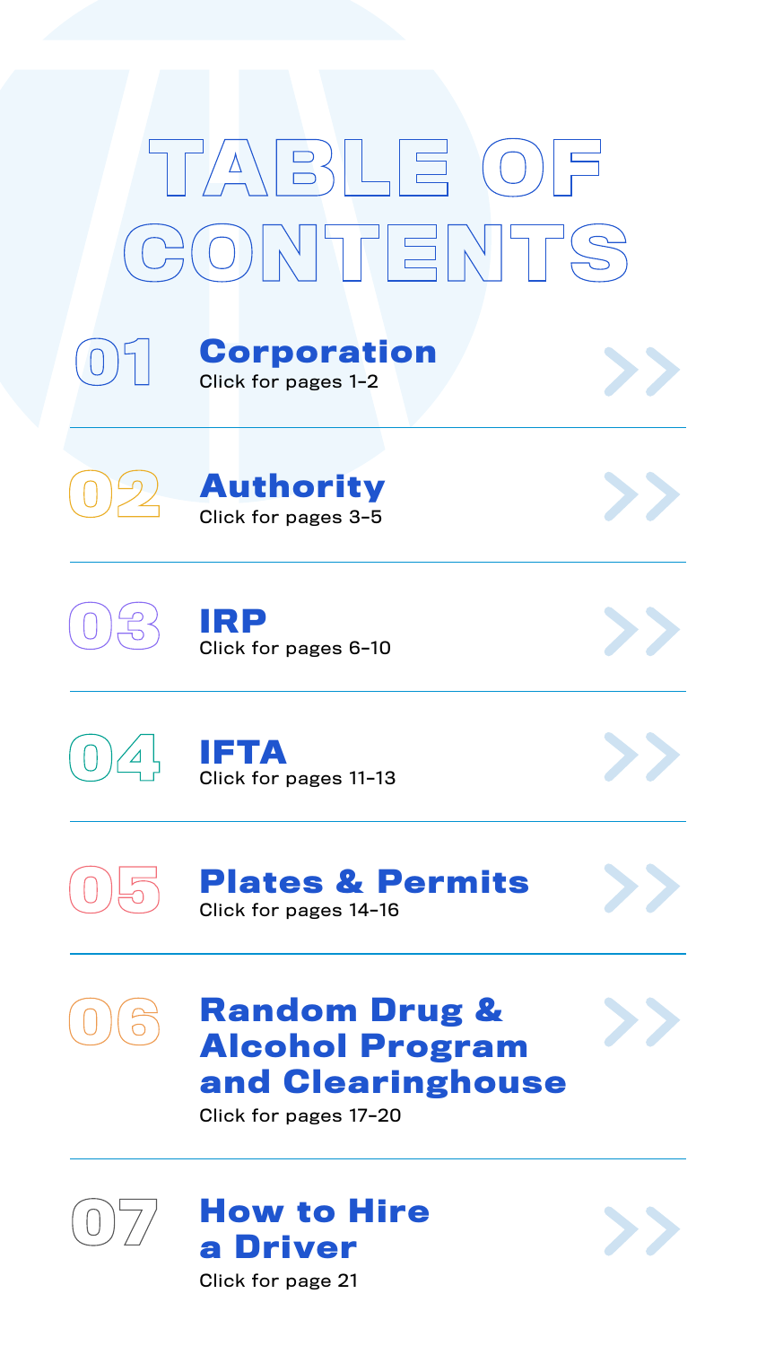# TABLE OF CONTENTS

## 01 Corporation
Click for pages 1-2

## 02 Authority
Click for pages 3-5

## 03 IRP
Click for pages 6-10

## 04 IFTA
Click for pages 11-13

## 05 Plates & Permits
Click for pages 14-16

## 06 Random Drug & Alcohol Program and Clearinghouse
Click for pages 17-20

## 07 How to Hire a Driver
Click for page 21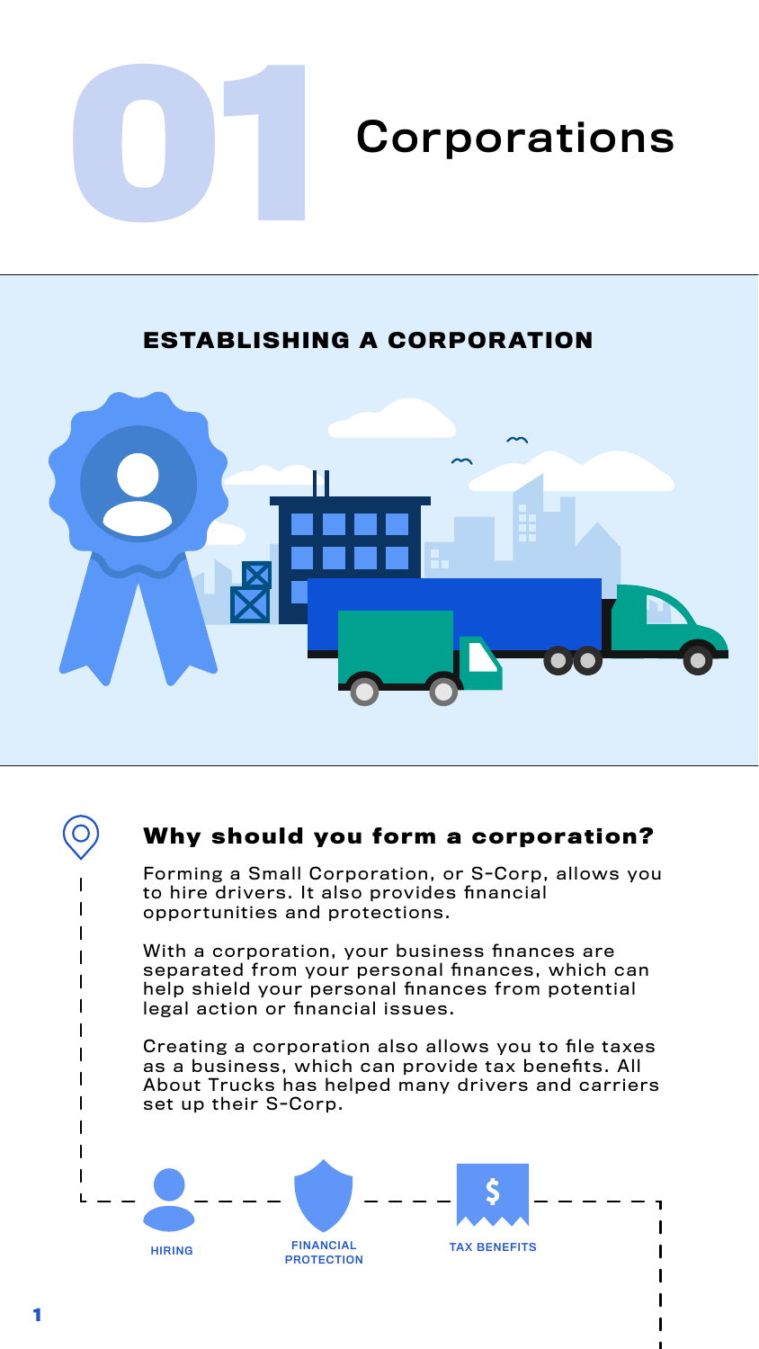# 01 Corporations

## ESTABLISHING A CORPORATION

### Why should you form a corporation?

Forming a Small Corporation, or S-Corp, allows you to hire drivers. It also provides financial opportunities and protections.

With a corporation, your business finances are separated from your personal finances, which can help shield your personal finances from potential legal action or financial issues.

Creating a corporation also allows you to file taxes as a business, which can provide tax benefits. All About Trucks has helped many drivers and carriers set up their S-Corp.

HIRING

FINANCIAL PROTECTION

TAX BENEFITS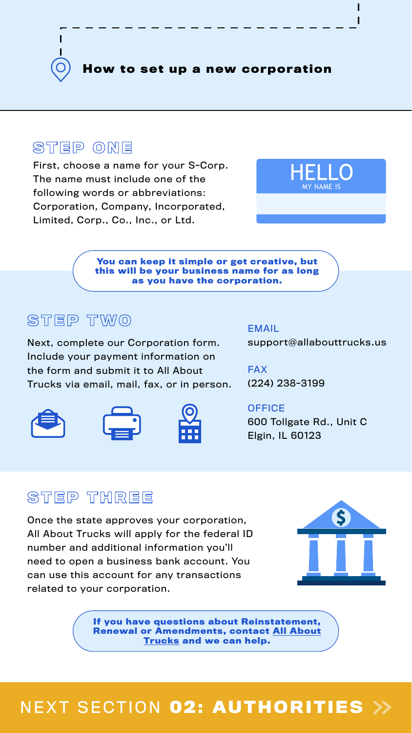## How to set up a new corporation

### STEP ONE

First, choose a name for your S-Corp. The name must include one of the following words or abbreviations: Corporation, Company, Incorporated, Limited, Corp., Co., Inc., or Ltd.

HELLO
MY NAME IS

**You can keep it simple or get creative, but this will be your business name for as long as you have the corporation.**

### STEP TWO

Next, complete our Corporation form. Include your payment information on the form and submit it to All About Trucks via email, mail, fax, or in person.

EMAIL
support@allabouttrucks.us

FAX
(224) 238-3199

OFFICE
600 Tollgate Rd., Unit C
Elgin, IL 60123

### STEP THREE

Once the state approves your corporation, All About Trucks will apply for the federal ID number and additional information you'll need to open a business bank account. You can use this account for any transactions related to your corporation.

**If you have questions about Reinstatement, Renewal or Amendments, contact All About Trucks and we can help.**

NEXT SECTION **02: AUTHORITIES**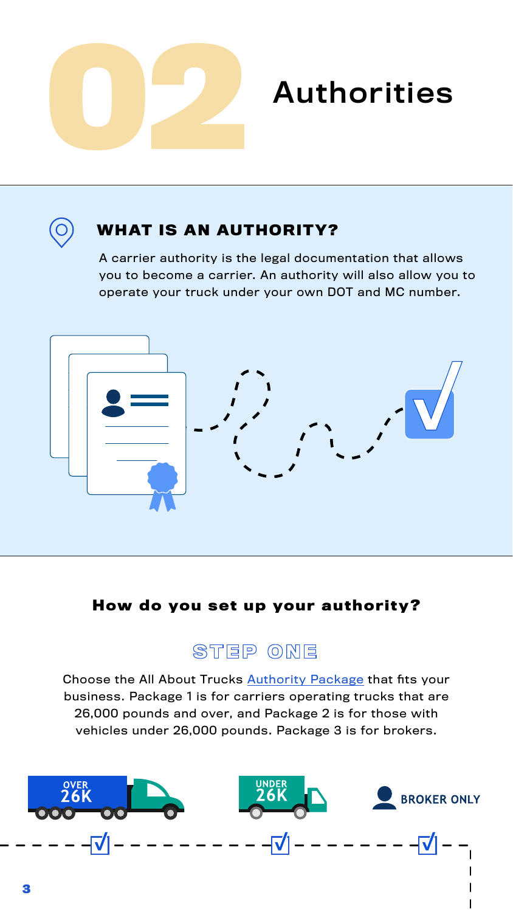# 02 Authorities

## WHAT IS AN AUTHORITY?

A carrier authority is the legal documentation that allows you to become a carrier. An authority will also allow you to operate your truck under your own DOT and MC number.

### How do you set up your authority?

#### STEP ONE

Choose the All About Trucks Authority Package that fits your business. Package 1 is for carriers operating trucks that are 26,000 pounds and over, and Package 2 is for those with vehicles under 26,000 pounds. Package 3 is for brokers.

OVER 26K

UNDER 26K

BROKER ONLY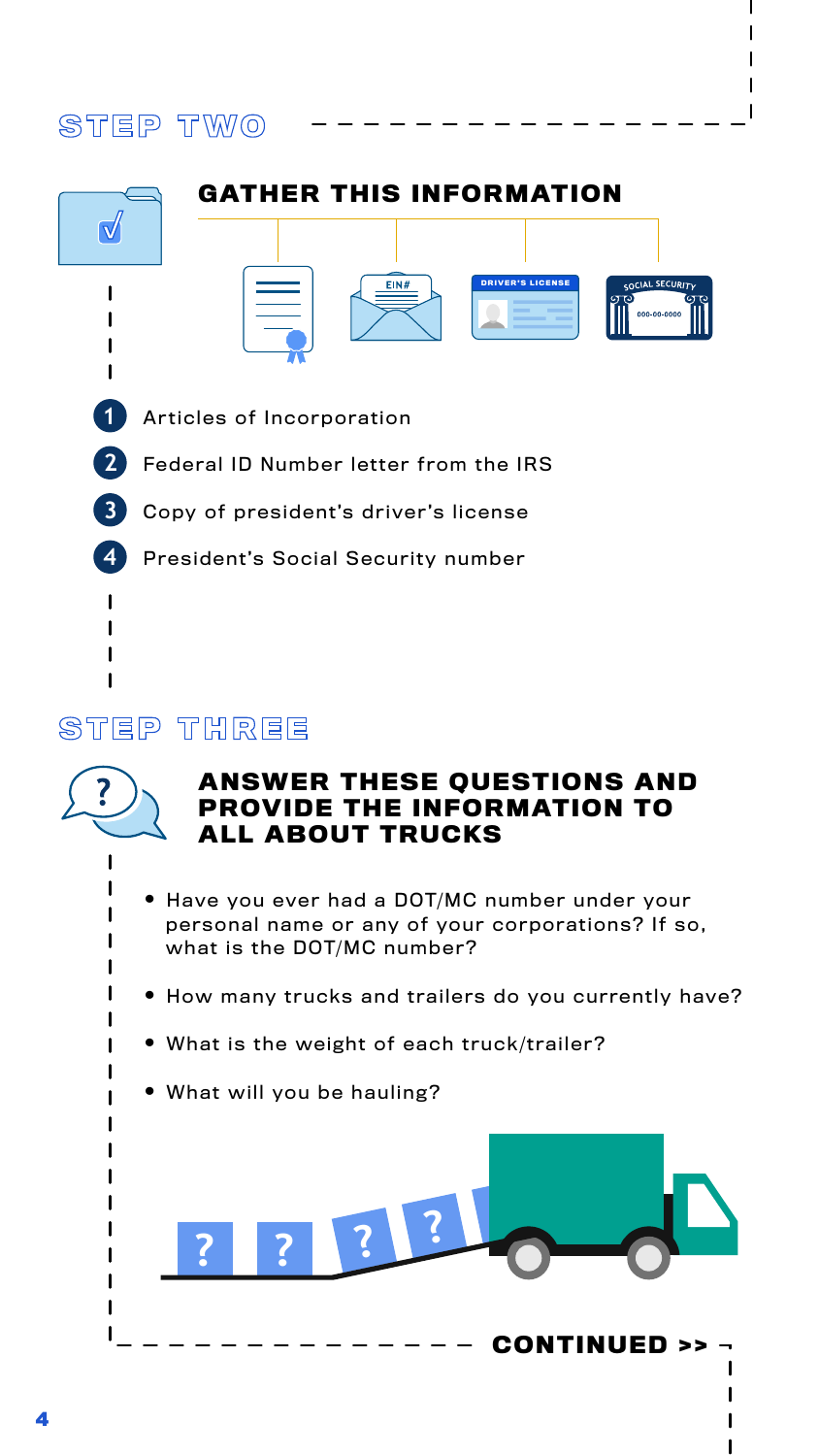## STEP TWO

### GATHER THIS INFORMATION

1. Articles of Incorporation
2. Federal ID Number letter from the IRS
3. Copy of president's driver's license
4. President's Social Security number

## STEP THREE

### ANSWER THESE QUESTIONS AND PROVIDE THE INFORMATION TO ALL ABOUT TRUCKS

- Have you ever had a DOT/MC number under your personal name or any of your corporations? If so, what is the DOT/MC number?
- How many trucks and trailers do you currently have?
- What is the weight of each truck/trailer?
- What will you be hauling?

**CONTINUED >>**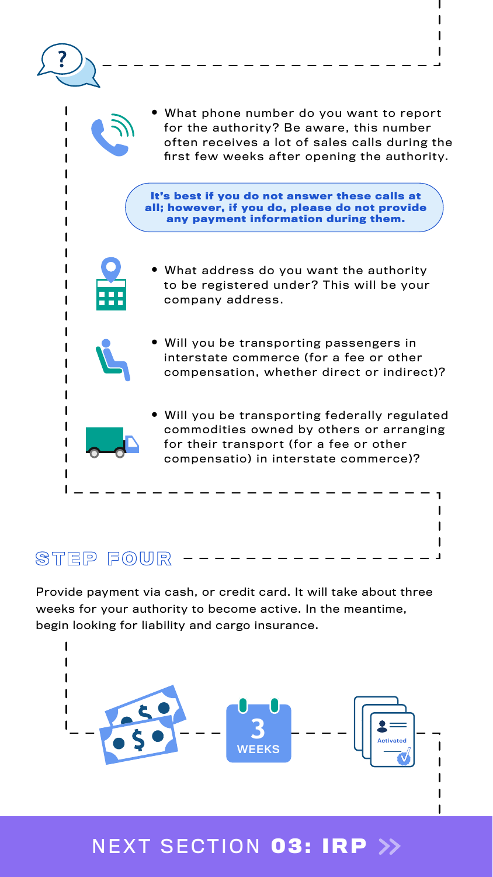- What phone number do you want to report for the authority? Be aware, this number often receives a lot of sales calls during the first few weeks after opening the authority.

**It's best if you do not answer these calls at all; however, if you do, please do not provide any payment information during them.**

- What address do you want the authority to be registered under? This will be your company address.
- Will you be transporting passengers in interstate commerce (for a fee or other compensation, whether direct or indirect)?
- Will you be transporting federally regulated commodities owned by others or arranging for their transport (for a fee or other compensatio) in interstate commerce)?

## STEP FOUR

Provide payment via cash, or credit card. It will take about three weeks for your authority to become active. In the meantime, begin looking for liability and cargo insurance.

3 WEEKS

Activated

NEXT SECTION **03: IRP**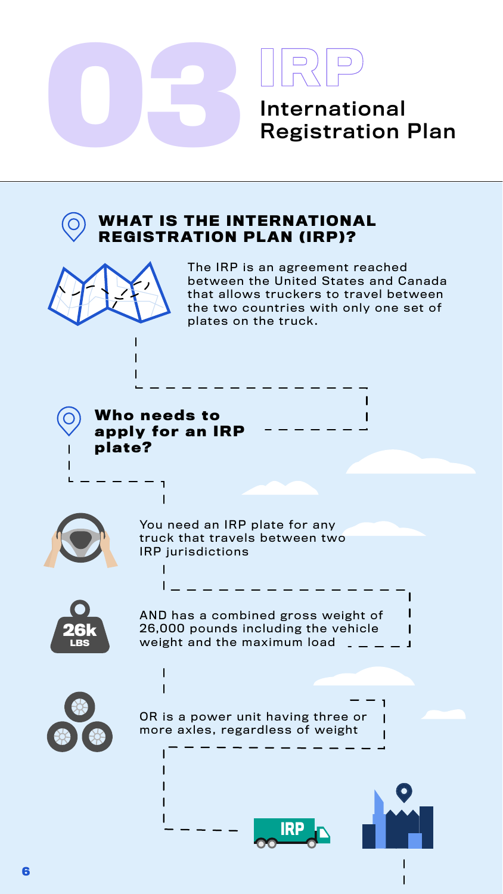# 03 IRP

## International Registration Plan

### WHAT IS THE INTERNATIONAL REGISTRATION PLAN (IRP)?

The IRP is an agreement reached between the United States and Canada that allows truckers to travel between the two countries with only one set of plates on the truck.

### Who needs to apply for an IRP plate?

You need an IRP plate for any truck that travels between two IRP jurisdictions

AND has a combined gross weight of 26,000 pounds including the vehicle weight and the maximum load

OR is a power unit having three or more axles, regardless of weight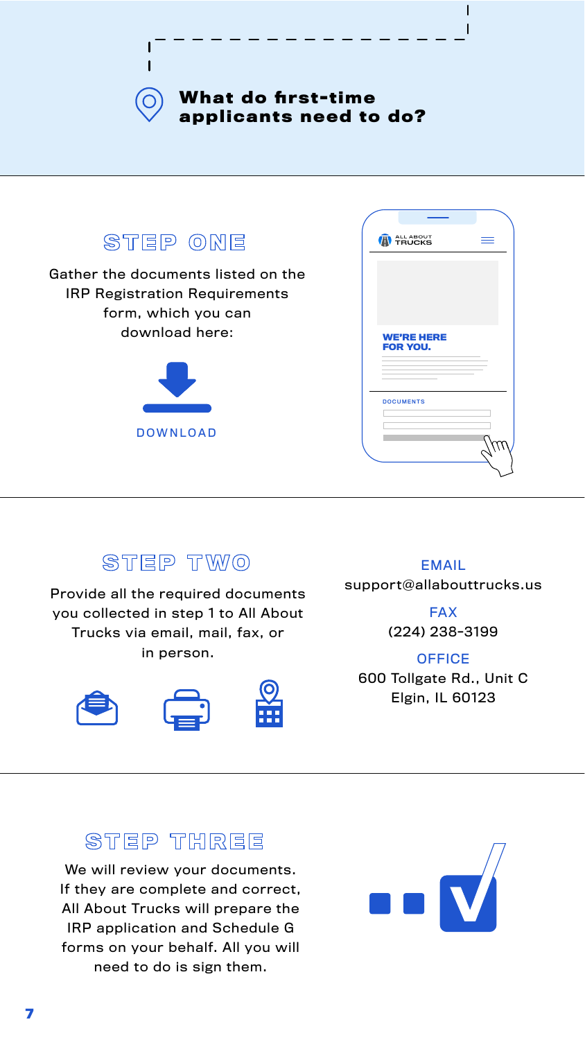## What do first-time applicants need to do?

### STEP ONE

Gather the documents listed on the IRP Registration Requirements form, which you can download here:

DOWNLOAD

### STEP TWO

Provide all the required documents you collected in step 1 to All About Trucks via email, mail, fax, or in person.

**EMAIL**
support@allabouttrucks.us

**FAX**
(224) 238-3199

**OFFICE**
600 Tollgate Rd., Unit C
Elgin, IL 60123

### STEP THREE

We will review your documents. If they are complete and correct, All About Trucks will prepare the IRP application and Schedule G forms on your behalf. All you will need to do is sign them.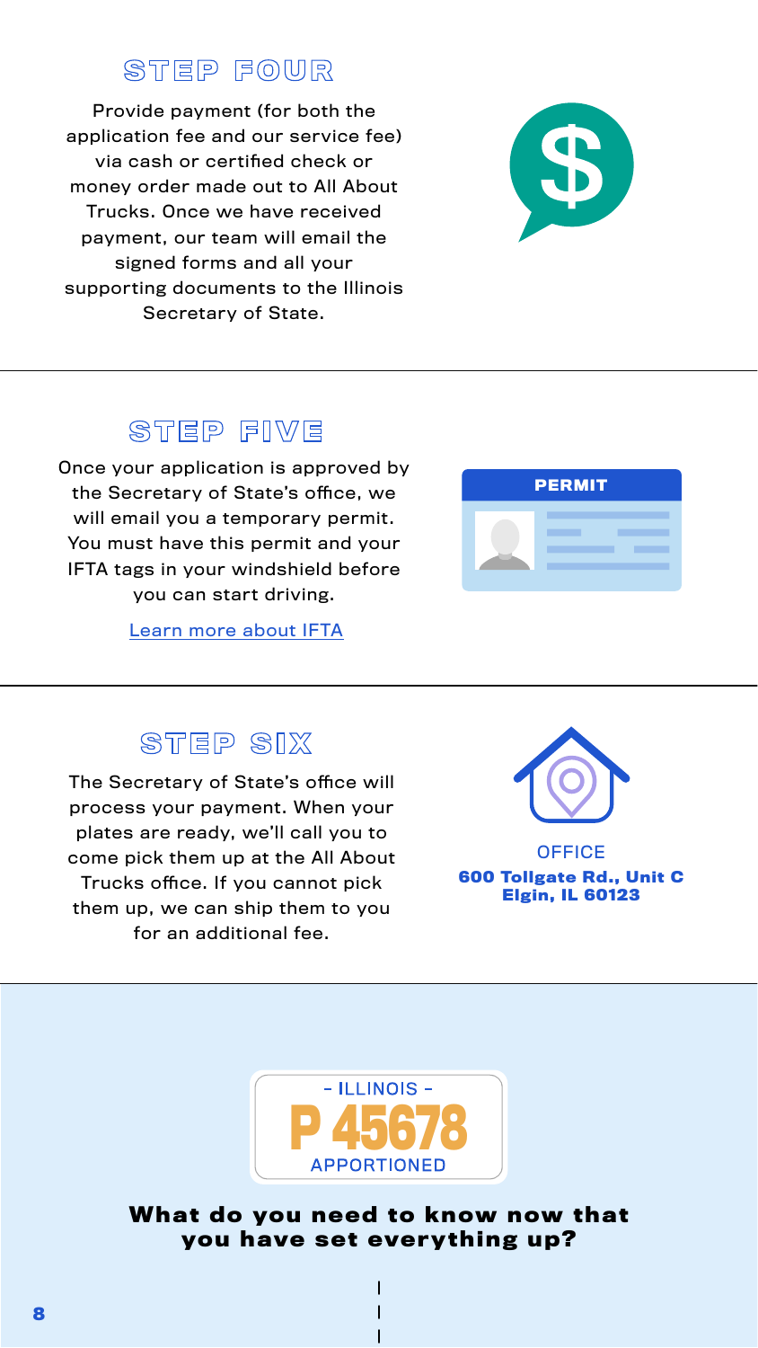## STEP FOUR

Provide payment (for both the application fee and our service fee) via cash or certified check or money order made out to All About Trucks. Once we have received payment, our team will email the signed forms and all your supporting documents to the Illinois Secretary of State.

## STEP FIVE

Once your application is approved by the Secretary of State's office, we will email you a temporary permit. You must have this permit and your IFTA tags in your windshield before you can start driving.

Learn more about IFTA

PERMIT

## STEP SIX

The Secretary of State's office will process your payment. When your plates are ready, we'll call you to come pick them up at the All About Trucks office. If you cannot pick them up, we can ship them to you for an additional fee.

OFFICE

**600 Tollgate Rd., Unit C**
**Elgin, IL 60123**

- ILLINOIS -
P 45678
APPORTIONED

**What do you need to know now that you have set everything up?**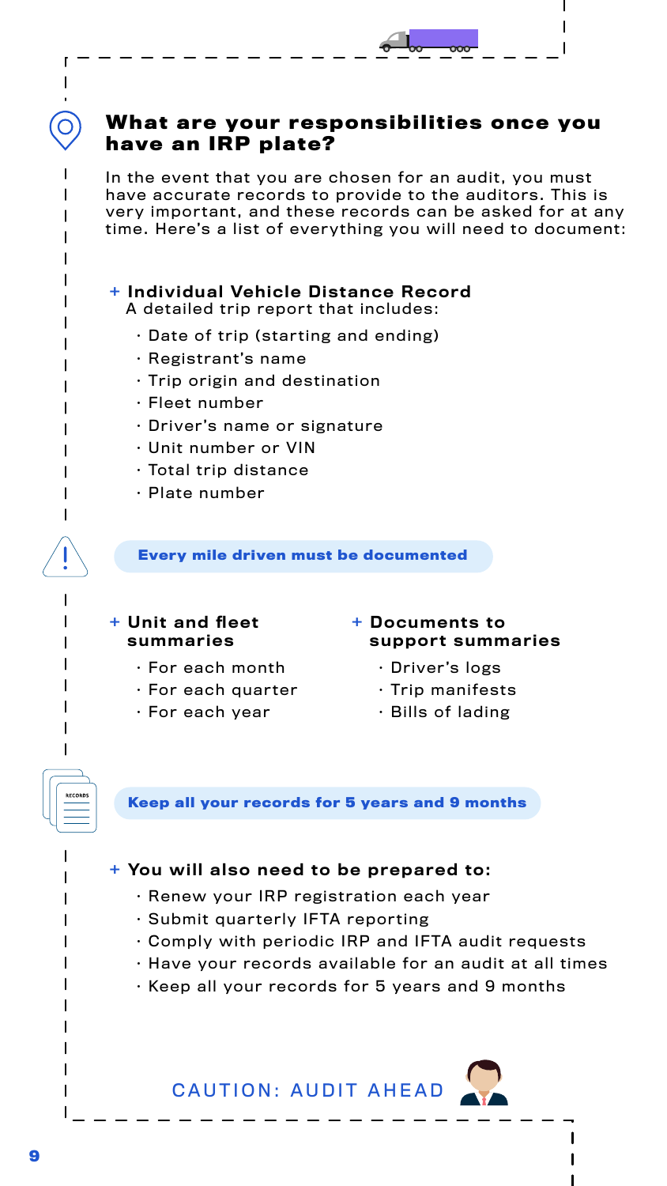## What are your responsibilities once you have an IRP plate?

In the event that you are chosen for an audit, you must have accurate records to provide to the auditors. This is very important, and these records can be asked for at any time. Here's a list of everything you will need to document:

**+ Individual Vehicle Distance Record**

A detailed trip report that includes:

- Date of trip (starting and ending)
- Registrant's name
- Trip origin and destination
- Fleet number
- Driver's name or signature
- Unit number or VIN
- Total trip distance
- Plate number

**Every mile driven must be documented**

**+ Unit and fleet summaries**

- For each month
- For each quarter
- For each year

**+ Documents to support summaries**

- Driver's logs
- Trip manifests
- Bills of lading

**Keep all your records for 5 years and 9 months**

**+ You will also need to be prepared to:**

- Renew your IRP registration each year
- Submit quarterly IFTA reporting
- Comply with periodic IRP and IFTA audit requests
- Have your records available for an audit at all times
- Keep all your records for 5 years and 9 months

CAUTION: AUDIT AHEAD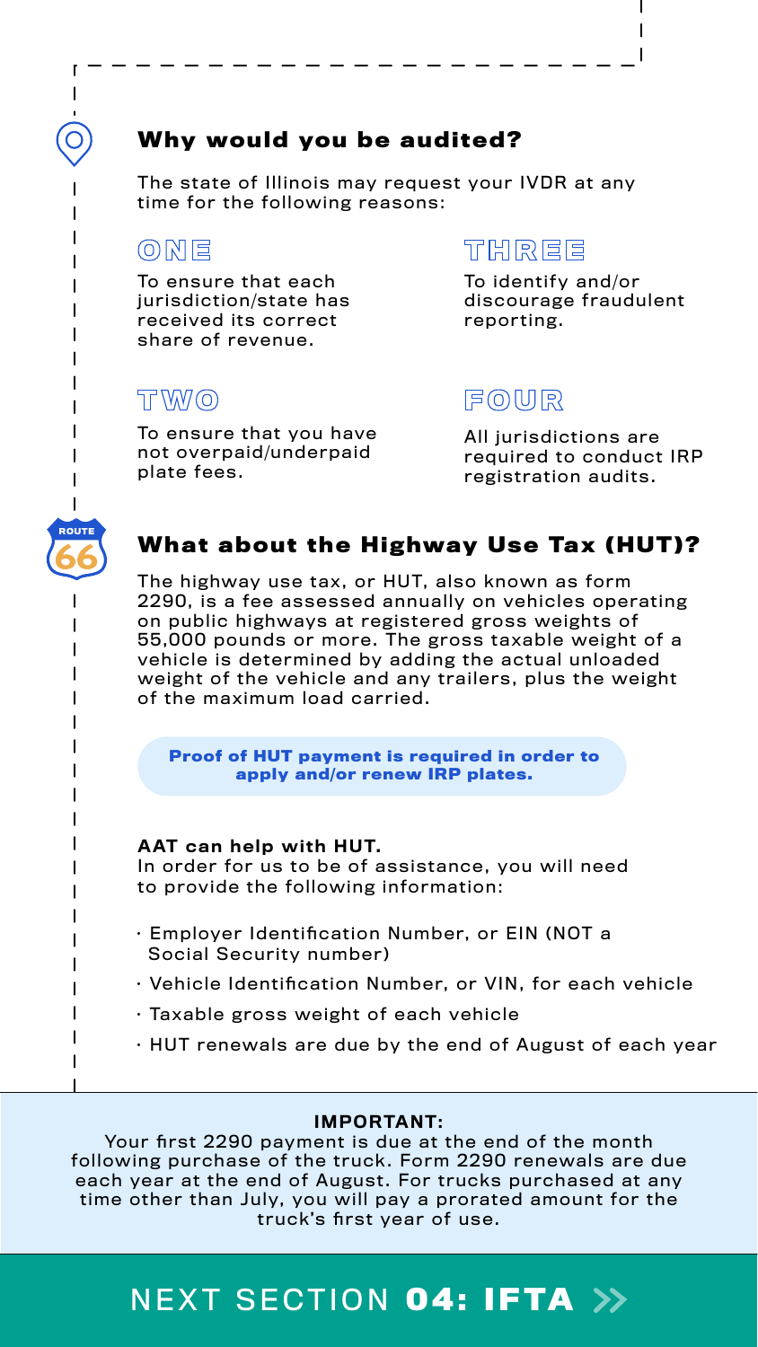## Why would you be audited?

The state of Illinois may request your IVDR at any time for the following reasons:

### ONE

To ensure that each jurisdiction/state has received its correct share of revenue.

### TWO

To ensure that you have not overpaid/underpaid plate fees.

### THREE

To identify and/or discourage fraudulent reporting.

### FOUR

All jurisdictions are required to conduct IRP registration audits.

## What about the Highway Use Tax (HUT)?

The highway use tax, or HUT, also known as form 2290, is a fee assessed annually on vehicles operating on public highways at registered gross weights of 55,000 pounds or more. The gross taxable weight of a vehicle is determined by adding the actual unloaded weight of the vehicle and any trailers, plus the weight of the maximum load carried.

**Proof of HUT payment is required in order to apply and/or renew IRP plates.**

**AAT can help with HUT.**
In order for us to be of assistance, you will need to provide the following information:

- Employer Identification Number, or EIN (NOT a Social Security number)
- Vehicle Identification Number, or VIN, for each vehicle
- Taxable gross weight of each vehicle
- HUT renewals are due by the end of August of each year

**IMPORTANT:**
Your first 2290 payment is due at the end of the month following purchase of the truck. Form 2290 renewals are due each year at the end of August. For trucks purchased at any time other than July, you will pay a prorated amount for the truck's first year of use.

NEXT SECTION **04: IFTA** »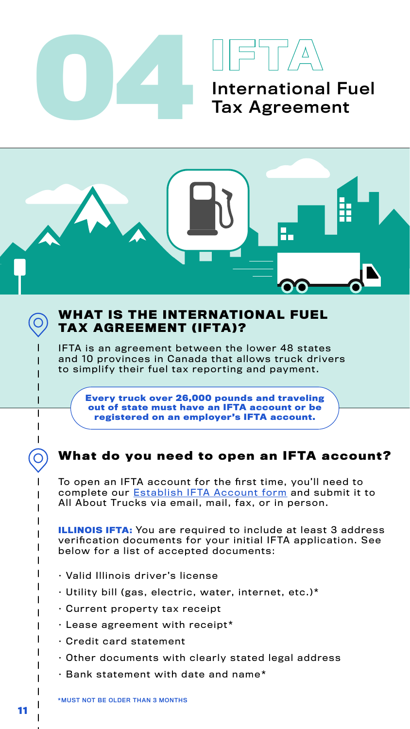# 04 IFTA International Fuel Tax Agreement

## WHAT IS THE INTERNATIONAL FUEL TAX AGREEMENT (IFTA)?

IFTA is an agreement between the lower 48 states and 10 provinces in Canada that allows truck drivers to simplify their fuel tax reporting and payment.

**Every truck over 26,000 pounds and traveling out of state must have an IFTA account or be registered on an employer's IFTA account.**

## What do you need to open an IFTA account?

To open an IFTA account for the first time, you'll need to complete our [Establish IFTA Account form]() and submit it to All About Trucks via email, mail, fax, or in person.

**ILLINOIS IFTA:** You are required to include at least 3 address verification documents for your initial IFTA application. See below for a list of accepted documents:

- Valid Illinois driver's license
- Utility bill (gas, electric, water, internet, etc.)*
- Current property tax receipt
- Lease agreement with receipt*
- Credit card statement
- Other documents with clearly stated legal address
- Bank statement with date and name*

*MUST NOT BE OLDER THAN 3 MONTHS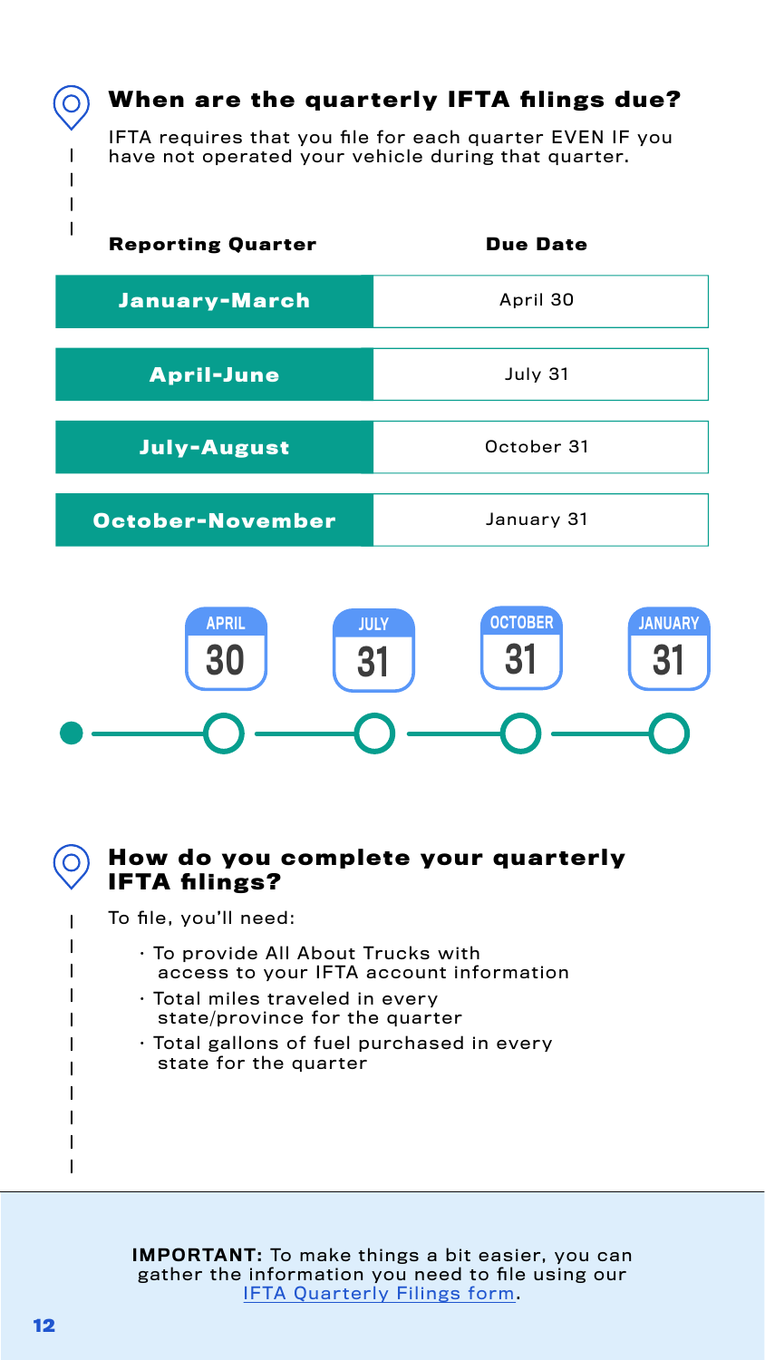## When are the quarterly IFTA filings due?

IFTA requires that you file for each quarter EVEN IF you have not operated your vehicle during that quarter.

| Reporting Quarter | Due Date |
|---|---|
| **January-March** | April 30 |
| **April-June** | July 31 |
| **July-August** | October 31 |
| **October-November** | January 31 |

APRIL 30 — JULY 31 — OCTOBER 31 — JANUARY 31

## How do you complete your quarterly IFTA filings?

To file, you'll need:

- To provide All About Trucks with access to your IFTA account information
- Total miles traveled in every state/province for the quarter
- Total gallons of fuel purchased in every state for the quarter

**IMPORTANT:** To make things a bit easier, you can gather the information you need to file using our IFTA Quarterly Filings form.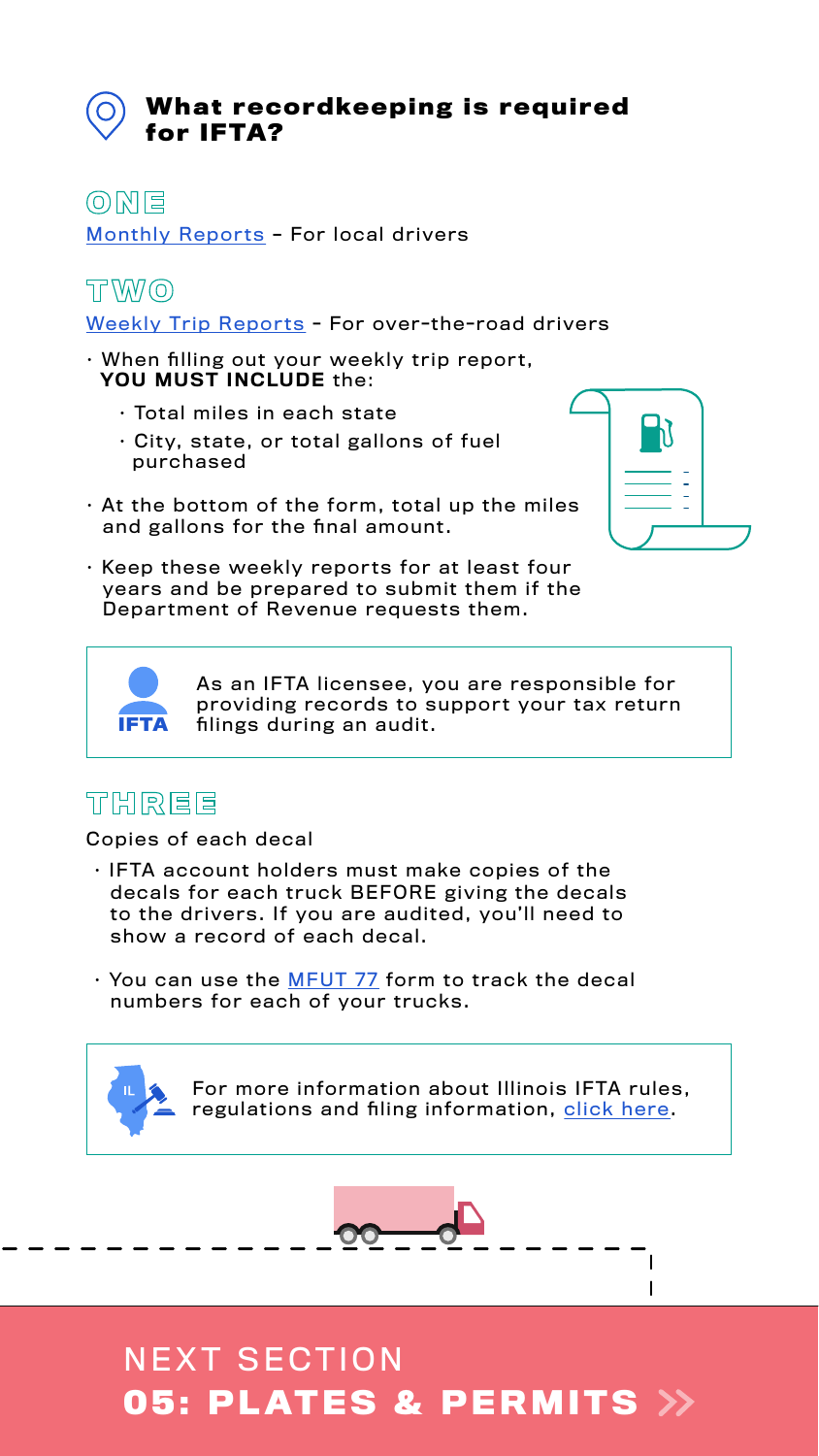## What recordkeeping is required for IFTA?

### ONE

Monthly Reports - For local drivers

### TWO

Weekly Trip Reports - For over-the-road drivers

- When filling out your weekly trip report, **YOU MUST INCLUDE** the:
  - Total miles in each state
  - City, state, or total gallons of fuel purchased
- At the bottom of the form, total up the miles and gallons for the final amount.
- Keep these weekly reports for at least four years and be prepared to submit them if the Department of Revenue requests them.

> As an IFTA licensee, you are responsible for providing records to support your tax return filings during an audit.

### THREE

Copies of each decal

- IFTA account holders must make copies of the decals for each truck BEFORE giving the decals to the drivers. If you are audited, you'll need to show a record of each decal.
- You can use the MFUT 77 form to track the decal numbers for each of your trucks.

> For more information about Illinois IFTA rules, regulations and filing information, click here.

NEXT SECTION

**05: PLATES & PERMITS »**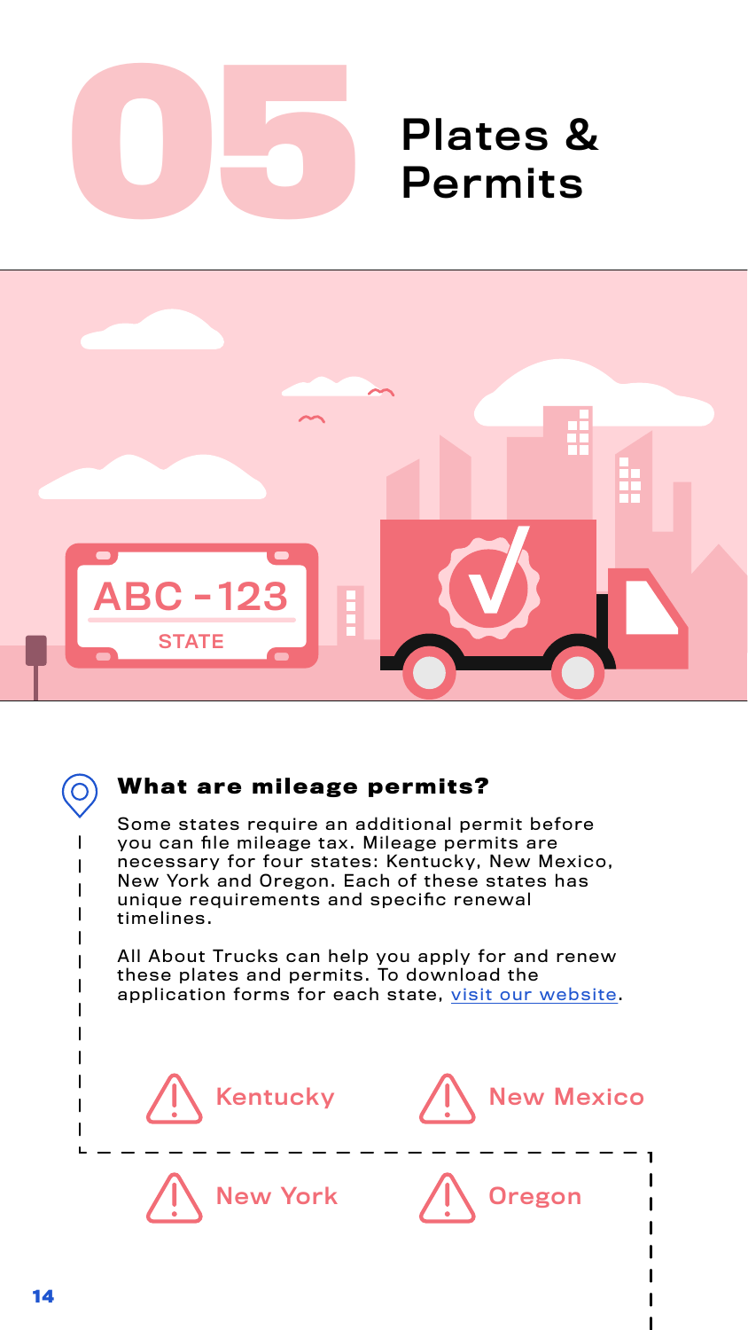# 05 Plates & Permits

### What are mileage permits?

Some states require an additional permit before you can file mileage tax. Mileage permits are necessary for four states: Kentucky, New Mexico, New York and Oregon. Each of these states has unique requirements and specific renewal timelines.

All About Trucks can help you apply for and renew these plates and permits. To download the application forms for each state, visit our website.

- Kentucky
- New Mexico
- New York
- Oregon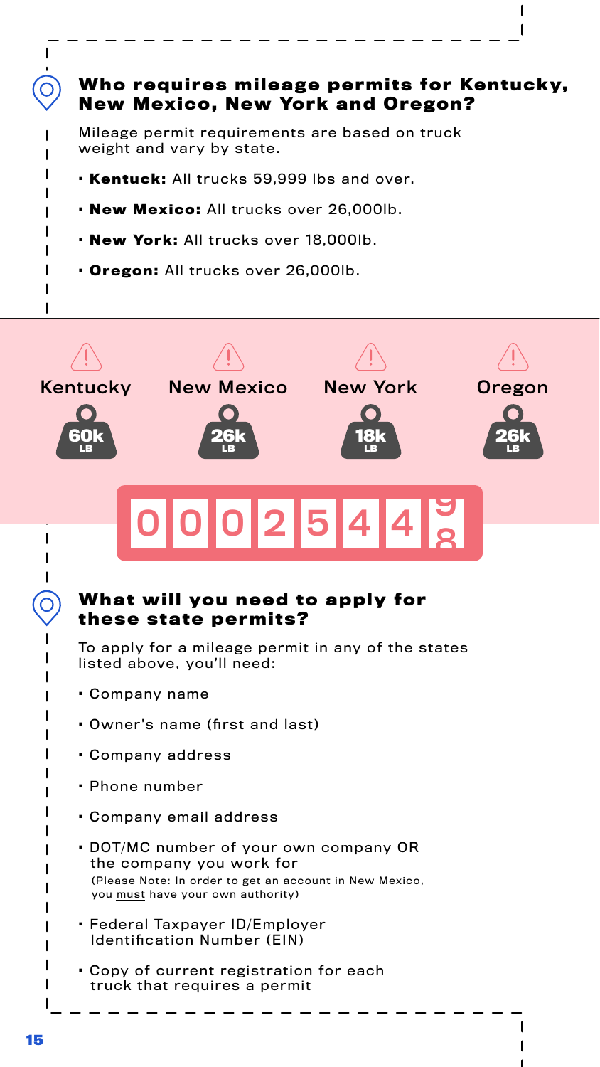### Who requires mileage permits for Kentucky, New Mexico, New York and Oregon?

Mileage permit requirements are based on truck weight and vary by state.

- **Kentuck:** All trucks 59,999 lbs and over.
- **New Mexico:** All trucks over 26,000lb.
- **New York:** All trucks over 18,000lb.
- **Oregon:** All trucks over 26,000lb.

| Kentucky | New Mexico | New York | Oregon |
| --- | --- | --- | --- |
| 60k LB | 26k LB | 18k LB | 26k LB |

### What will you need to apply for these state permits?

To apply for a mileage permit in any of the states listed above, you'll need:

- Company name
- Owner's name (first and last)
- Company address
- Phone number
- Company email address
- DOT/MC number of your own company OR the company you work for
  (Please Note: In order to get an account in New Mexico, you must have your own authority)
- Federal Taxpayer ID/Employer Identification Number (EIN)
- Copy of current registration for each truck that requires a permit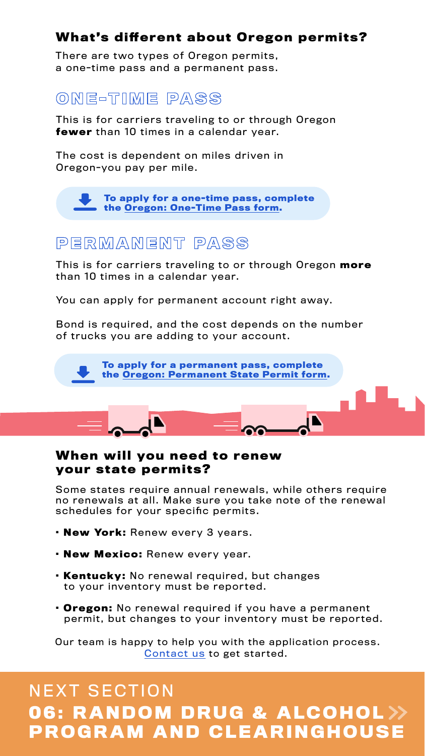## What's different about Oregon permits?

There are two types of Oregon permits, a one-time pass and a permanent pass.

### ONE-TIME PASS

This is for carriers traveling to or through Oregon **fewer** than 10 times in a calendar year.

The cost is dependent on miles driven in Oregon–you pay per mile.

**To apply for a one-time pass, complete the Oregon: One-Time Pass form.**

### PERMANENT PASS

This is for carriers traveling to or through Oregon **more** than 10 times in a calendar year.

You can apply for permanent account right away.

Bond is required, and the cost depends on the number of trucks you are adding to your account.

**To apply for a permanent pass, complete the Oregon: Permanent State Permit form.**

## When will you need to renew your state permits?

Some states require annual renewals, while others require no renewals at all. Make sure you take note of the renewal schedules for your specific permits.

- **New York:** Renew every 3 years.
- **New Mexico:** Renew every year.
- **Kentucky:** No renewal required, but changes to your inventory must be reported.
- **Oregon:** No renewal required if you have a permanent permit, but changes to your inventory must be reported.

Our team is happy to help you with the application process. Contact us to get started.

NEXT SECTION

**06: RANDOM DRUG & ALCOHOL PROGRAM AND CLEARINGHOUSE**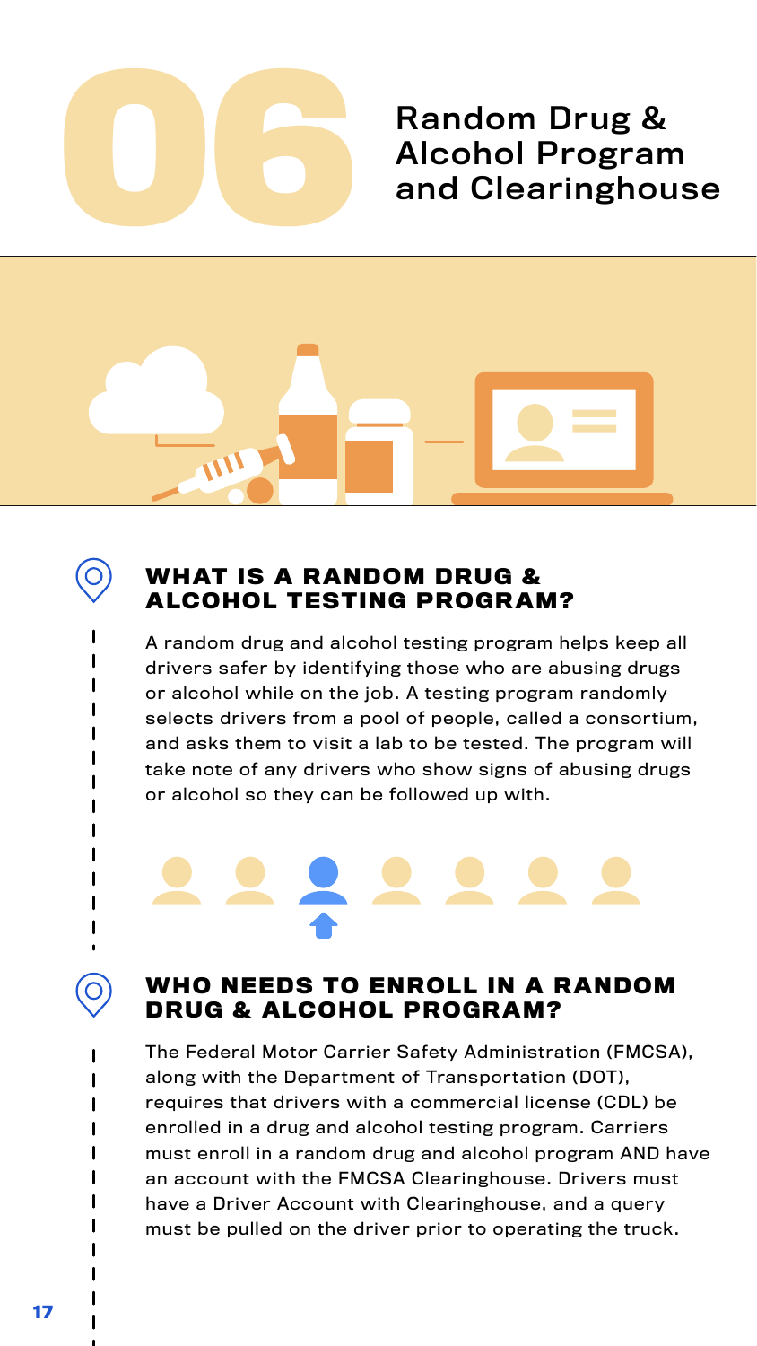# 06 Random Drug & Alcohol Program and Clearinghouse

## WHAT IS A RANDOM DRUG & ALCOHOL TESTING PROGRAM?

A random drug and alcohol testing program helps keep all drivers safer by identifying those who are abusing drugs or alcohol while on the job. A testing program randomly selects drivers from a pool of people, called a consortium, and asks them to visit a lab to be tested. The program will take note of any drivers who show signs of abusing drugs or alcohol so they can be followed up with.

## WHO NEEDS TO ENROLL IN A RANDOM DRUG & ALCOHOL PROGRAM?

The Federal Motor Carrier Safety Administration (FMCSA), along with the Department of Transportation (DOT), requires that drivers with a commercial license (CDL) be enrolled in a drug and alcohol testing program. Carriers must enroll in a random drug and alcohol program AND have an account with the FMCSA Clearinghouse. Drivers must have a Driver Account with Clearinghouse, and a query must be pulled on the driver prior to operating the truck.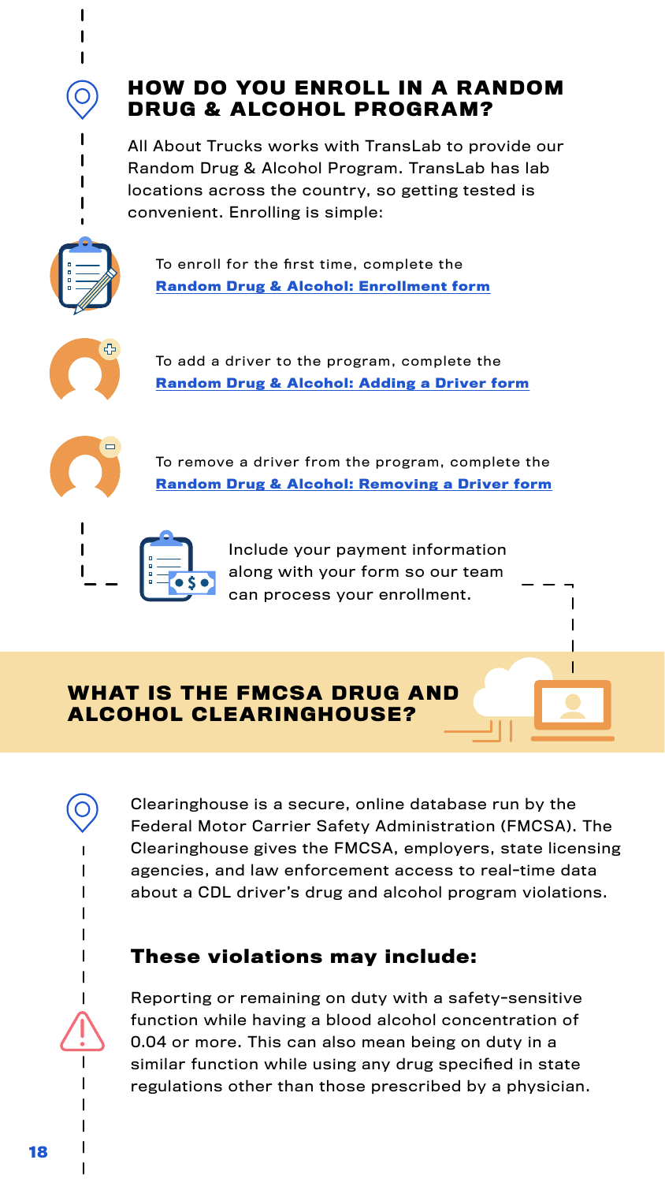## HOW DO YOU ENROLL IN A RANDOM DRUG & ALCOHOL PROGRAM?

All About Trucks works with TransLab to provide our Random Drug & Alcohol Program. TransLab has lab locations across the country, so getting tested is convenient. Enrolling is simple:

To enroll for the first time, complete the **Random Drug & Alcohol: Enrollment form**

To add a driver to the program, complete the **Random Drug & Alcohol: Adding a Driver form**

To remove a driver from the program, complete the **Random Drug & Alcohol: Removing a Driver form**

Include your payment information along with your form so our team can process your enrollment.

## WHAT IS THE FMCSA DRUG AND ALCOHOL CLEARINGHOUSE?

Clearinghouse is a secure, online database run by the Federal Motor Carrier Safety Administration (FMCSA). The Clearinghouse gives the FMCSA, employers, state licensing agencies, and law enforcement access to real-time data about a CDL driver's drug and alcohol program violations.

### These violations may include:

Reporting or remaining on duty with a safety-sensitive function while having a blood alcohol concentration of 0.04 or more. This can also mean being on duty in a similar function while using any drug specified in state regulations other than those prescribed by a physician.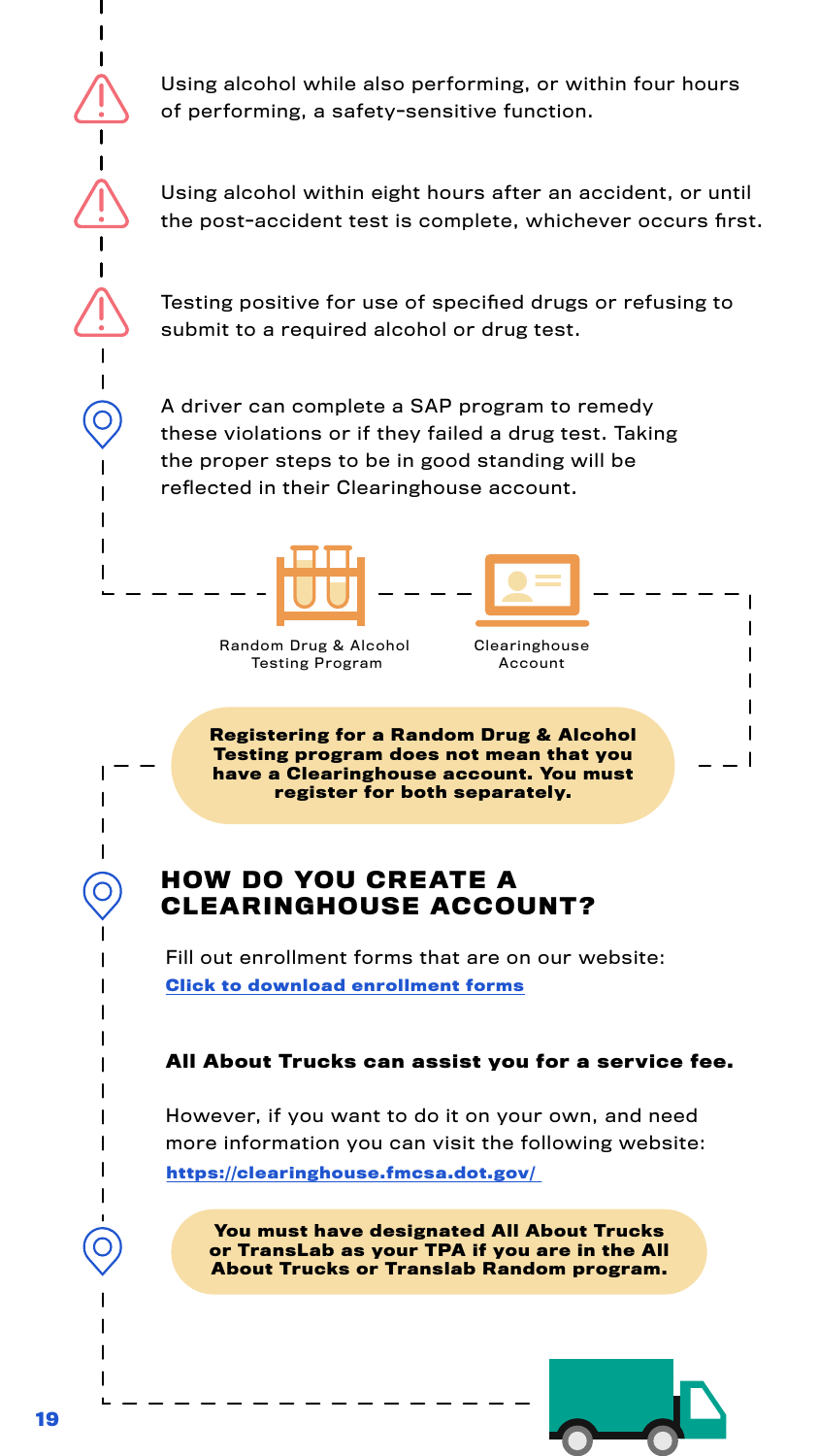Using alcohol while also performing, or within four hours of performing, a safety-sensitive function.

Using alcohol within eight hours after an accident, or until the post-accident test is complete, whichever occurs first.

Testing positive for use of specified drugs or refusing to submit to a required alcohol or drug test.

A driver can complete a SAP program to remedy these violations or if they failed a drug test. Taking the proper steps to be in good standing will be reflected in their Clearinghouse account.

Random Drug & Alcohol Testing Program

Clearinghouse Account

**Registering for a Random Drug & Alcohol Testing program does not mean that you have a Clearinghouse account. You must register for both separately.**

## HOW DO YOU CREATE A CLEARINGHOUSE ACCOUNT?

Fill out enrollment forms that are on our website:
**Click to download enrollment forms**

**All About Trucks can assist you for a service fee.**

However, if you want to do it on your own, and need more information you can visit the following website:
**https://clearinghouse.fmcsa.dot.gov/**

**You must have designated All About Trucks or TransLab as your TPA if you are in the All About Trucks or Translab Random program.**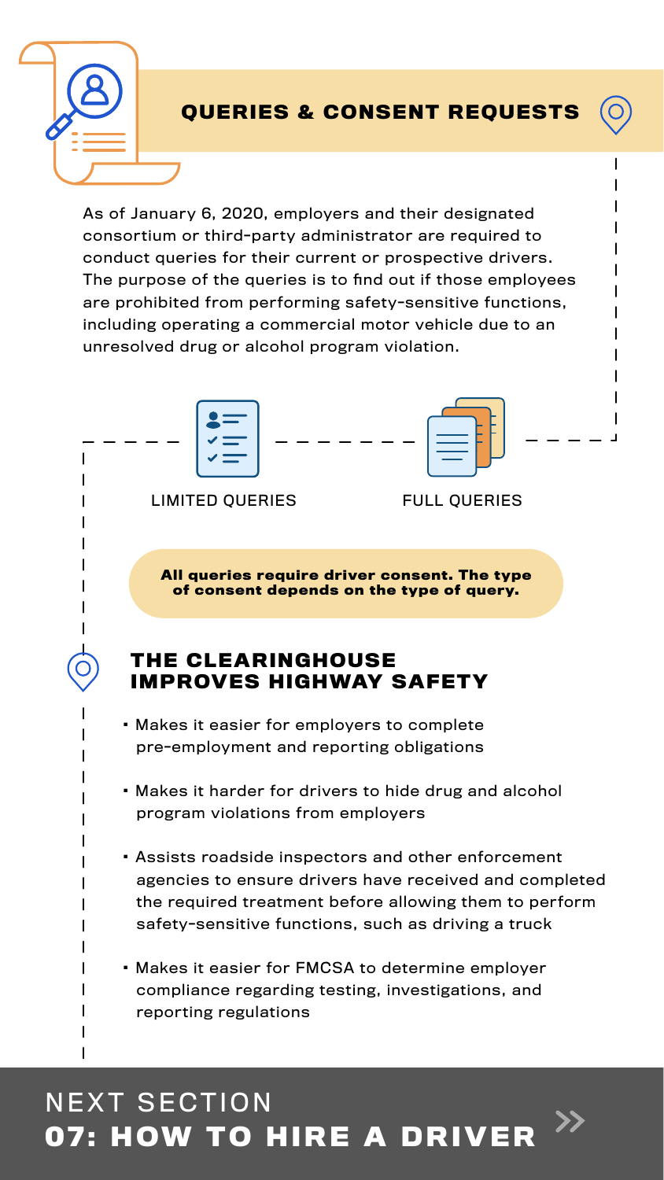## QUERIES & CONSENT REQUESTS

As of January 6, 2020, employers and their designated consortium or third-party administrator are required to conduct queries for their current or prospective drivers. The purpose of the queries is to find out if those employees are prohibited from performing safety-sensitive functions, including operating a commercial motor vehicle due to an unresolved drug or alcohol program violation.

LIMITED QUERIES

FULL QUERIES

**All queries require driver consent. The type of consent depends on the type of query.**

## THE CLEARINGHOUSE IMPROVES HIGHWAY SAFETY

- Makes it easier for employers to complete pre-employment and reporting obligations
- Makes it harder for drivers to hide drug and alcohol program violations from employers
- Assists roadside inspectors and other enforcement agencies to ensure drivers have received and completed the required treatment before allowing them to perform safety-sensitive functions, such as driving a truck
- Makes it easier for FMCSA to determine employer compliance regarding testing, investigations, and reporting regulations

NEXT SECTION

**07: HOW TO HIRE A DRIVER**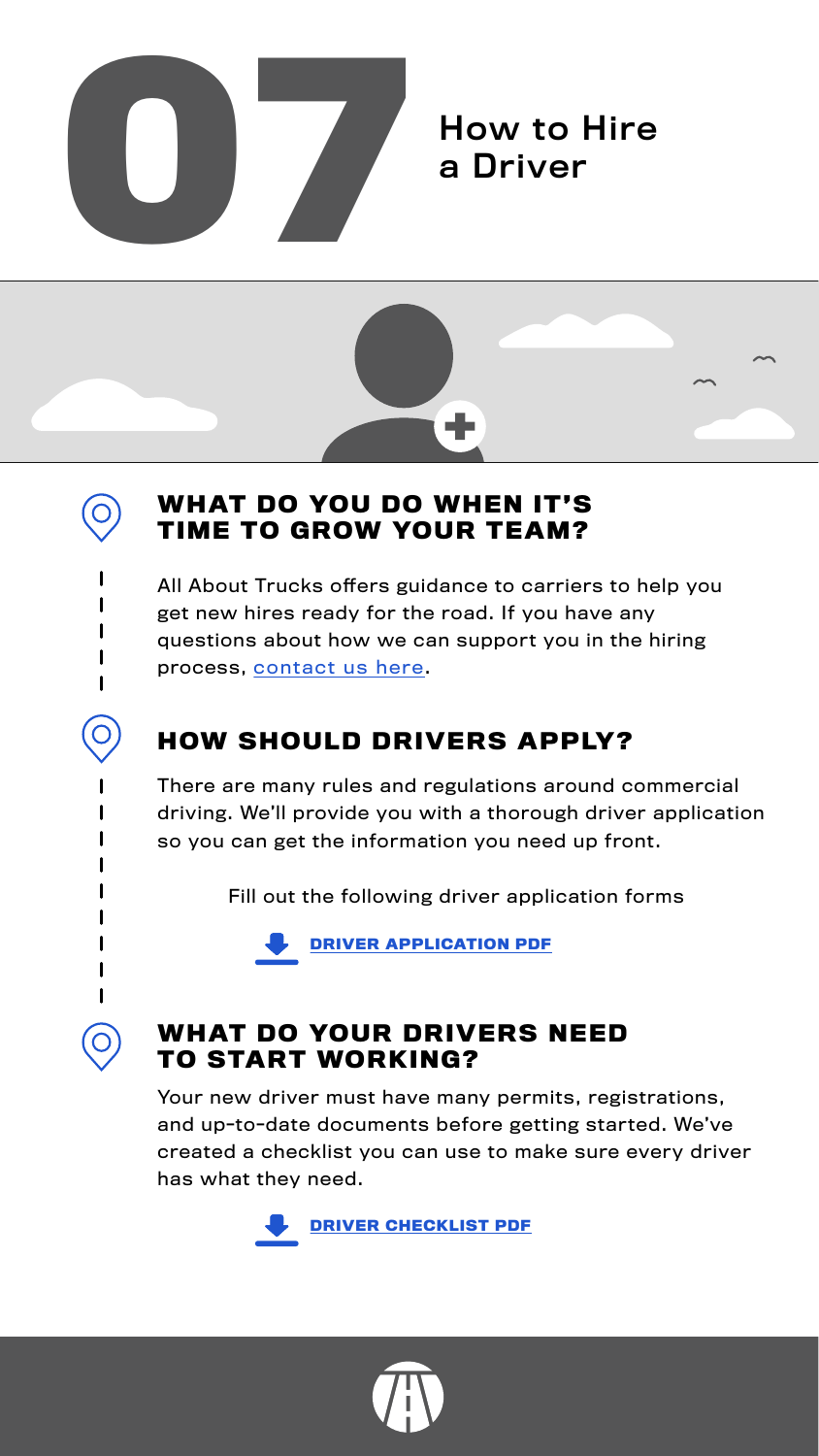# 07 How to Hire a Driver

## WHAT DO YOU DO WHEN IT'S TIME TO GROW YOUR TEAM?

All About Trucks offers guidance to carriers to help you get new hires ready for the road. If you have any questions about how we can support you in the hiring process, contact us here.

## HOW SHOULD DRIVERS APPLY?

There are many rules and regulations around commercial driving. We'll provide you with a thorough driver application so you can get the information you need up front.

Fill out the following driver application forms

**DRIVER APPLICATION PDF**

## WHAT DO YOUR DRIVERS NEED TO START WORKING?

Your new driver must have many permits, registrations, and up-to-date documents before getting started. We've created a checklist you can use to make sure every driver has what they need.

**DRIVER CHECKLIST PDF**